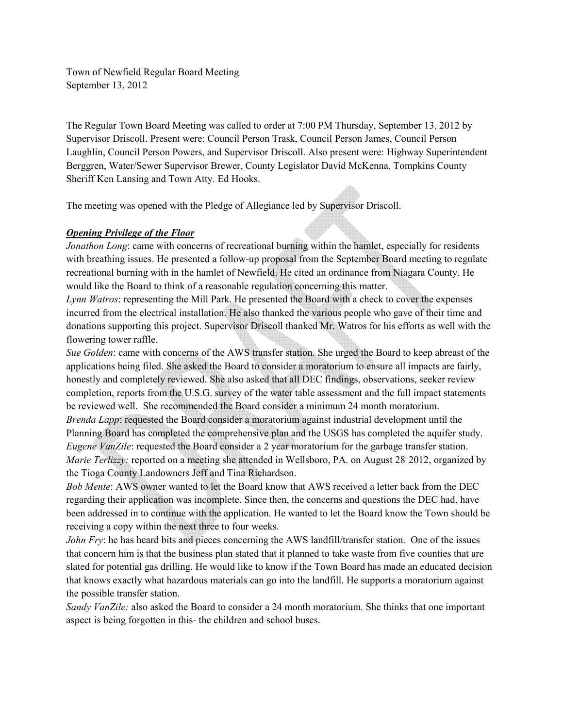Town of Newfield Regular Board Meeting
September 13, 2012

The Regular Town Board Meeting was called to order at 7:00 PM Thursday, September 13, 2012 by Supervisor Driscoll. Present were: Council Person Trask, Council Person James, Council Person Laughlin, Council Person Powers, and Supervisor Driscoll. Also present were: Highway Superintendent Berggren, Water/Sewer Supervisor Brewer, County Legislator David McKenna, Tompkins County Sheriff Ken Lansing and Town Atty. Ed Hooks.

The meeting was opened with the Pledge of Allegiance led by Supervisor Driscoll.

***Opening Privilege of the Floor***

*Jonathon Long*: came with concerns of recreational burning within the hamlet, especially for residents with breathing issues. He presented a follow-up proposal from the September Board meeting to regulate recreational burning with in the hamlet of Newfield. He cited an ordinance from Niagara County. He would like the Board to think of a reasonable regulation concerning this matter.

*Lynn Watros*: representing the Mill Park. He presented the Board with a check to cover the expenses incurred from the electrical installation. He also thanked the various people who gave of their time and donations supporting this project. Supervisor Driscoll thanked Mr. Watros for his efforts as well with the flowering tower raffle.

*Sue Golden*: came with concerns of the AWS transfer station. She urged the Board to keep abreast of the applications being filed. She asked the Board to consider a moratorium to ensure all impacts are fairly, honestly and completely reviewed. She also asked that all DEC findings, observations, seeker review completion, reports from the U.S.G. survey of the water table assessment and the full impact statements be reviewed well. She recommended the Board consider a minimum 24 month moratorium.

*Brenda Lapp*: requested the Board consider a moratorium against industrial development until the Planning Board has completed the comprehensive plan and the USGS has completed the aquifer study.

*Eugene VanZile*: requested the Board consider a 2 year moratorium for the garbage transfer station.

*Marie Terlizzy:* reported on a meeting she attended in Wellsboro, PA. on August 28, 2012, organized by the Tioga County Landowners Jeff and Tina Richardson.

*Bob Mente*: AWS owner wanted to let the Board know that AWS received a letter back from the DEC regarding their application was incomplete. Since then, the concerns and questions the DEC had, have been addressed in to continue with the application. He wanted to let the Board know the Town should be receiving a copy within the next three to four weeks.

*John Fry*: he has heard bits and pieces concerning the AWS landfill/transfer station. One of the issues that concern him is that the business plan stated that it planned to take waste from five counties that are slated for potential gas drilling. He would like to know if the Town Board has made an educated decision that knows exactly what hazardous materials can go into the landfill. He supports a moratorium against the possible transfer station.

*Sandy VanZile:* also asked the Board to consider a 24 month moratorium. She thinks that one important aspect is being forgotten in this- the children and school buses.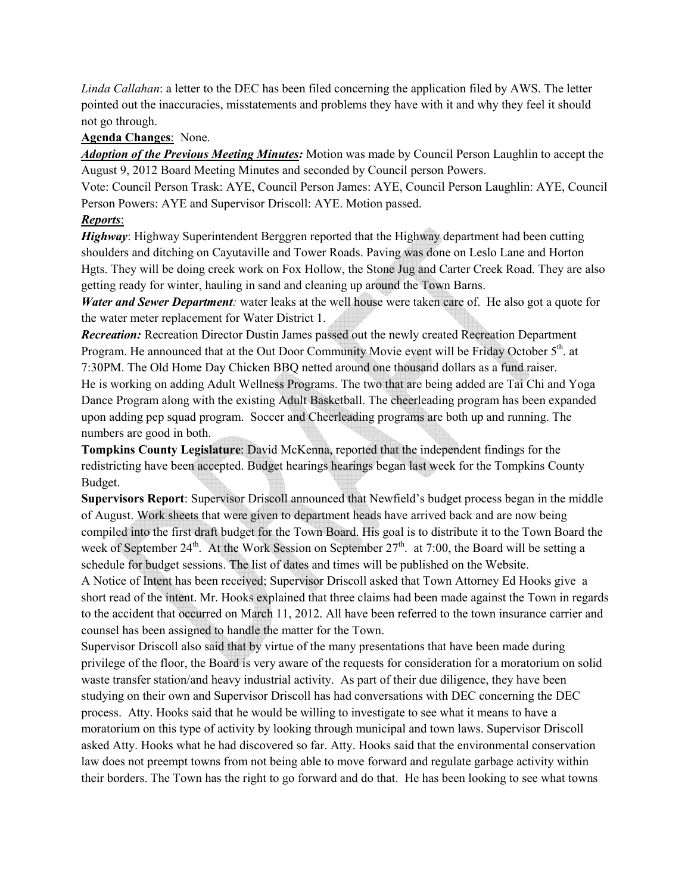*Linda Callahan*: a letter to the DEC has been filed concerning the application filed by AWS. The letter pointed out the inaccuracies, misstatements and problems they have with it and why they feel it should not go through.

**Agenda Changes**: None.

***Adoption of the Previous Meeting Minutes:*** Motion was made by Council Person Laughlin to accept the August 9, 2012 Board Meeting Minutes and seconded by Council person Powers.

Vote: Council Person Trask: AYE, Council Person James: AYE, Council Person Laughlin: AYE, Council Person Powers: AYE and Supervisor Driscoll: AYE. Motion passed.

***Reports***:

***Highway***: Highway Superintendent Berggren reported that the Highway department had been cutting shoulders and ditching on Cayutaville and Tower Roads. Paving was done on Leslo Lane and Horton Hgts. They will be doing creek work on Fox Hollow, the Stone Jug and Carter Creek Road. They are also getting ready for winter, hauling in sand and cleaning up around the Town Barns.

***Water and Sewer Department:*** water leaks at the well house were taken care of. He also got a quote for the water meter replacement for Water District 1.

***Recreation:*** Recreation Director Dustin James passed out the newly created Recreation Department Program. He announced that at the Out Door Community Movie event will be Friday October 5th. at 7:30PM. The Old Home Day Chicken BBQ netted around one thousand dollars as a fund raiser. He is working on adding Adult Wellness Programs. The two that are being added are Tai Chi and Yoga Dance Program along with the existing Adult Basketball. The cheerleading program has been expanded upon adding pep squad program. Soccer and Cheerleading programs are both up and running. The numbers are good in both.

**Tompkins County Legislature**: David McKenna, reported that the independent findings for the redistricting have been accepted. Budget hearings hearings began last week for the Tompkins County Budget.

**Supervisors Report**: Supervisor Driscoll announced that Newfield's budget process began in the middle of August. Work sheets that were given to department heads have arrived back and are now being compiled into the first draft budget for the Town Board. His goal is to distribute it to the Town Board the week of September 24th. At the Work Session on September 27th. at 7:00, the Board will be setting a schedule for budget sessions. The list of dates and times will be published on the Website.

A Notice of Intent has been received; Supervisor Driscoll asked that Town Attorney Ed Hooks give a short read of the intent. Mr. Hooks explained that three claims had been made against the Town in regards to the accident that occurred on March 11, 2012. All have been referred to the town insurance carrier and counsel has been assigned to handle the matter for the Town.

Supervisor Driscoll also said that by virtue of the many presentations that have been made during privilege of the floor, the Board is very aware of the requests for consideration for a moratorium on solid waste transfer station/and heavy industrial activity. As part of their due diligence, they have been studying on their own and Supervisor Driscoll has had conversations with DEC concerning the DEC process. Atty. Hooks said that he would be willing to investigate to see what it means to have a moratorium on this type of activity by looking through municipal and town laws. Supervisor Driscoll asked Atty. Hooks what he had discovered so far. Atty. Hooks said that the environmental conservation law does not preempt towns from not being able to move forward and regulate garbage activity within their borders. The Town has the right to go forward and do that. He has been looking to see what towns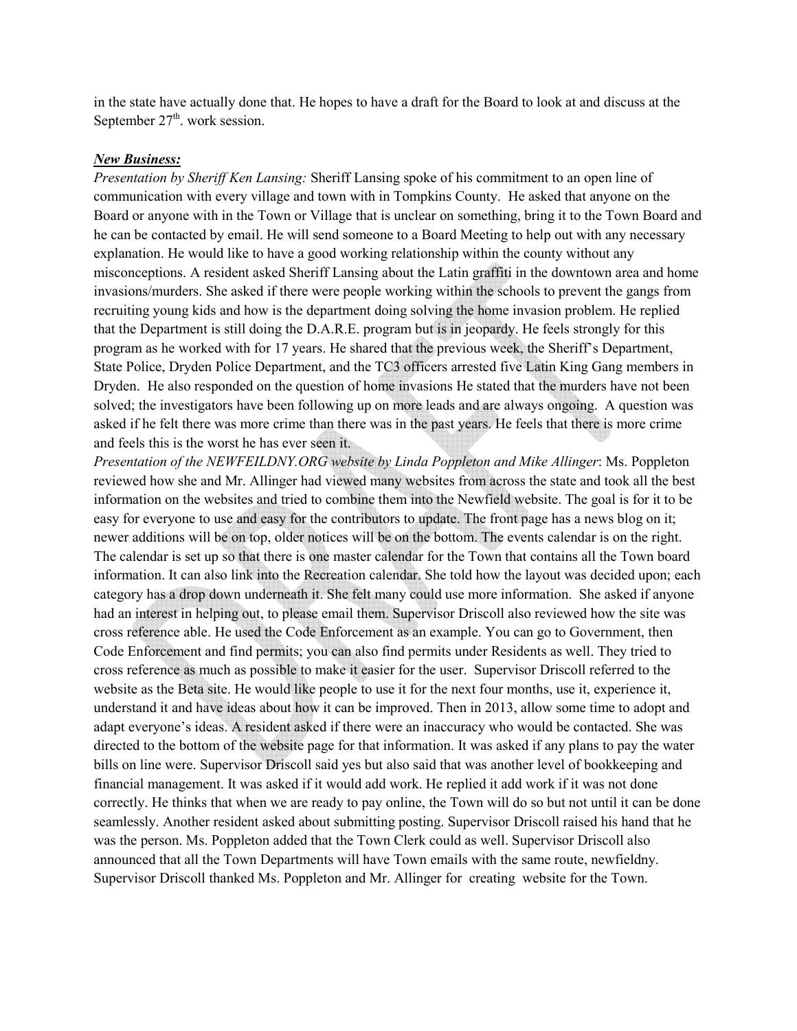in the state have actually done that. He hopes to have a draft for the Board to look at and discuss at the September 27th. work session.

***New Business:***

*Presentation by Sheriff Ken Lansing:* Sheriff Lansing spoke of his commitment to an open line of communication with every village and town with in Tompkins County. He asked that anyone on the Board or anyone with in the Town or Village that is unclear on something, bring it to the Town Board and he can be contacted by email. He will send someone to a Board Meeting to help out with any necessary explanation. He would like to have a good working relationship within the county without any misconceptions. A resident asked Sheriff Lansing about the Latin graffiti in the downtown area and home invasions/murders. She asked if there were people working within the schools to prevent the gangs from recruiting young kids and how is the department doing solving the home invasion problem. He replied that the Department is still doing the D.A.R.E. program but is in jeopardy. He feels strongly for this program as he worked with for 17 years. He shared that the previous week, the Sheriff's Department, State Police, Dryden Police Department, and the TC3 officers arrested five Latin King Gang members in Dryden. He also responded on the question of home invasions He stated that the murders have not been solved; the investigators have been following up on more leads and are always ongoing. A question was asked if he felt there was more crime than there was in the past years. He feels that there is more crime and feels this is the worst he has ever seen it.

*Presentation of the NEWFEILDNY.ORG website by Linda Poppleton and Mike Allinger*: Ms. Poppleton reviewed how she and Mr. Allinger had viewed many websites from across the state and took all the best information on the websites and tried to combine them into the Newfield website. The goal is for it to be easy for everyone to use and easy for the contributors to update. The front page has a news blog on it; newer additions will be on top, older notices will be on the bottom. The events calendar is on the right. The calendar is set up so that there is one master calendar for the Town that contains all the Town board information. It can also link into the Recreation calendar. She told how the layout was decided upon; each category has a drop down underneath it. She felt many could use more information. She asked if anyone had an interest in helping out, to please email them. Supervisor Driscoll also reviewed how the site was cross reference able. He used the Code Enforcement as an example. You can go to Government, then Code Enforcement and find permits; you can also find permits under Residents as well. They tried to cross reference as much as possible to make it easier for the user. Supervisor Driscoll referred to the website as the Beta site. He would like people to use it for the next four months, use it, experience it, understand it and have ideas about how it can be improved. Then in 2013, allow some time to adopt and adapt everyone's ideas. A resident asked if there were an inaccuracy who would be contacted. She was directed to the bottom of the website page for that information. It was asked if any plans to pay the water bills on line were. Supervisor Driscoll said yes but also said that was another level of bookkeeping and financial management. It was asked if it would add work. He replied it add work if it was not done correctly. He thinks that when we are ready to pay online, the Town will do so but not until it can be done seamlessly. Another resident asked about submitting posting. Supervisor Driscoll raised his hand that he was the person. Ms. Poppleton added that the Town Clerk could as well. Supervisor Driscoll also announced that all the Town Departments will have Town emails with the same route, newfieldny. Supervisor Driscoll thanked Ms. Poppleton and Mr. Allinger for creating website for the Town.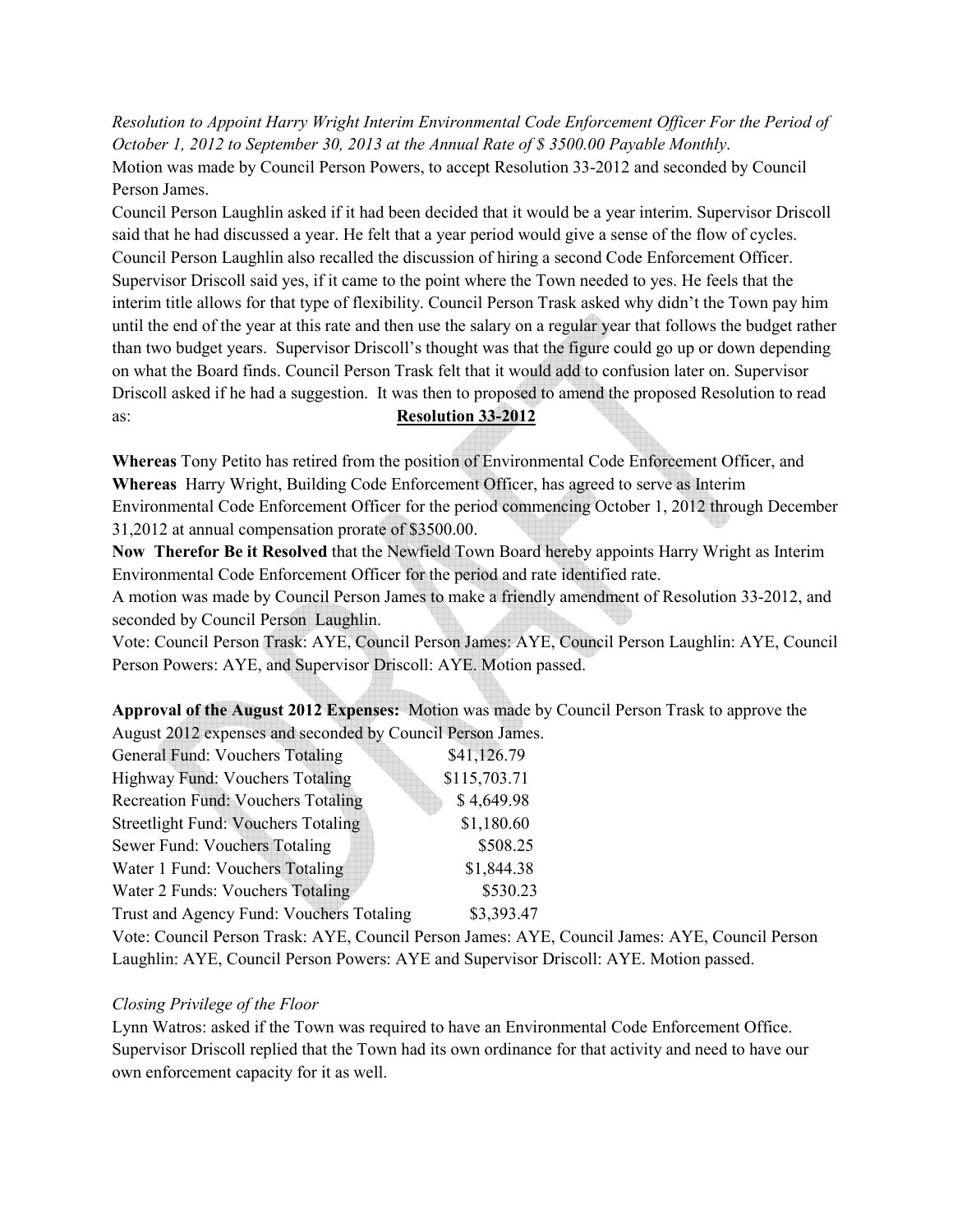*Resolution to Appoint Harry Wright Interim Environmental Code Enforcement Officer For the Period of October 1, 2012 to September 30, 2013 at the Annual Rate of $ 3500.00 Payable Monthly*.

Motion was made by Council Person Powers, to accept Resolution 33-2012 and seconded by Council Person James.

Council Person Laughlin asked if it had been decided that it would be a year interim. Supervisor Driscoll said that he had discussed a year. He felt that a year period would give a sense of the flow of cycles. Council Person Laughlin also recalled the discussion of hiring a second Code Enforcement Officer. Supervisor Driscoll said yes, if it came to the point where the Town needed to yes. He feels that the interim title allows for that type of flexibility. Council Person Trask asked why didn't the Town pay him until the end of the year at this rate and then use the salary on a regular year that follows the budget rather than two budget years. Supervisor Driscoll's thought was that the figure could go up or down depending on what the Board finds. Council Person Trask felt that it would add to confusion later on. Supervisor Driscoll asked if he had a suggestion. It was then to proposed to amend the proposed Resolution to read as: **Resolution 33-2012**

**Whereas** Tony Petito has retired from the position of Environmental Code Enforcement Officer, and **Whereas** Harry Wright, Building Code Enforcement Officer, has agreed to serve as Interim Environmental Code Enforcement Officer for the period commencing October 1, 2012 through December 31,2012 at annual compensation prorate of $3500.00.

**Now Therefor Be it Resolved** that the Newfield Town Board hereby appoints Harry Wright as Interim Environmental Code Enforcement Officer for the period and rate identified rate.

A motion was made by Council Person James to make a friendly amendment of Resolution 33-2012, and seconded by Council Person Laughlin.

Vote: Council Person Trask: AYE, Council Person James: AYE, Council Person Laughlin: AYE, Council Person Powers: AYE, and Supervisor Driscoll: AYE. Motion passed.

**Approval of the August 2012 Expenses:** Motion was made by Council Person Trask to approve the August 2012 expenses and seconded by Council Person James.

| | |
|---|---|
| General Fund: Vouchers Totaling | $41,126.79 |
| Highway Fund: Vouchers Totaling | $115,703.71 |
| Recreation Fund: Vouchers Totaling | $ 4,649.98 |
| Streetlight Fund: Vouchers Totaling | $1,180.60 |
| Sewer Fund: Vouchers Totaling | $508.25 |
| Water 1 Fund: Vouchers Totaling | $1,844.38 |
| Water 2 Funds: Vouchers Totaling | $530.23 |
| Trust and Agency Fund: Vouchers Totaling | $3,393.47 |

Vote: Council Person Trask: AYE, Council Person James: AYE, Council James: AYE, Council Person Laughlin: AYE, Council Person Powers: AYE and Supervisor Driscoll: AYE. Motion passed.

*Closing Privilege of the Floor*

Lynn Watros: asked if the Town was required to have an Environmental Code Enforcement Office. Supervisor Driscoll replied that the Town had its own ordinance for that activity and need to have our own enforcement capacity for it as well.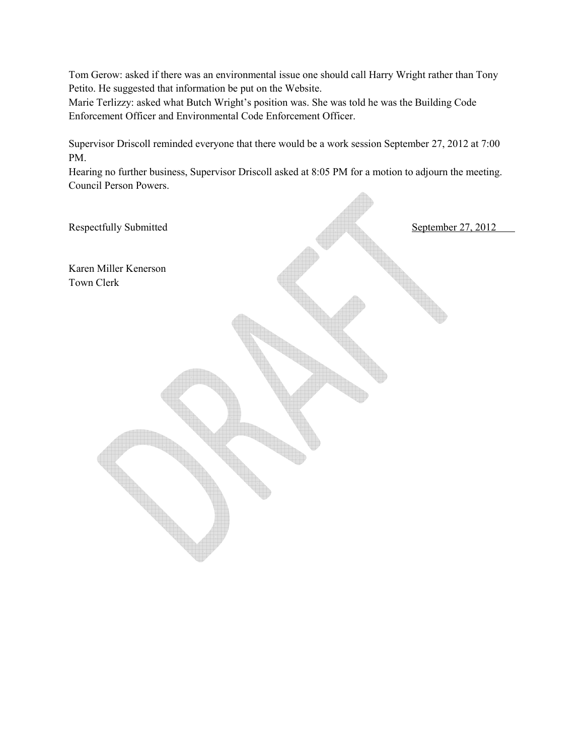Tom Gerow: asked if there was an environmental issue one should call Harry Wright rather than Tony Petito. He suggested that information be put on the Website.
Marie Terlizzy: asked what Butch Wright's position was. She was told he was the Building Code Enforcement Officer and Environmental Code Enforcement Officer.

Supervisor Driscoll reminded everyone that there would be a work session September 27, 2012 at 7:00 PM.
Hearing no further business, Supervisor Driscoll asked at 8:05 PM for a motion to adjourn the meeting. Council Person Powers.

Respectfully Submitted                                                                 September 27, 2012

Karen Miller Kenerson
Town Clerk

DRAFT